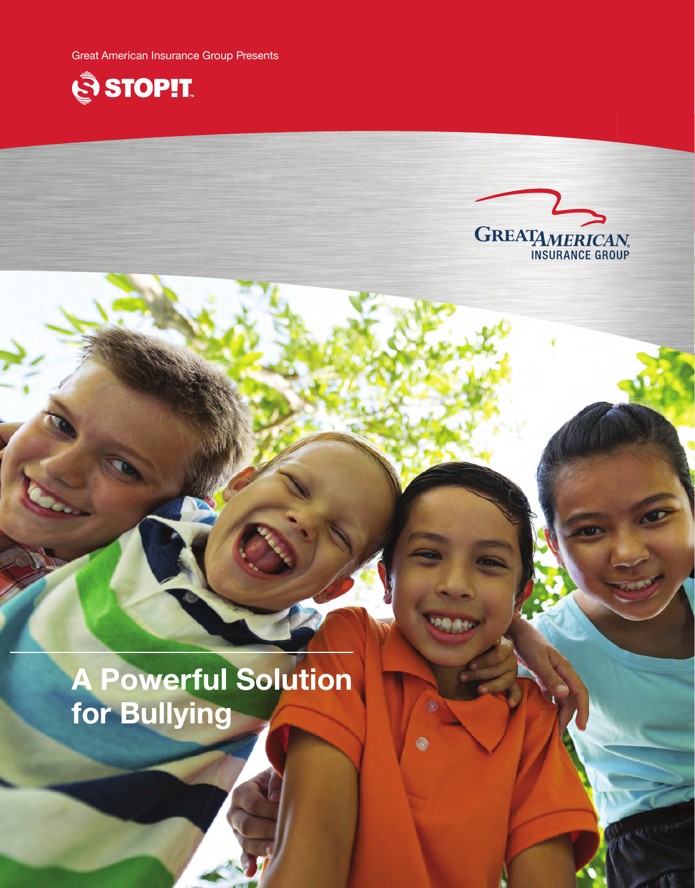Great American Insurance Group Presents

STOP!T™

GREAT AMERICAN INSURANCE GROUP

# A Powerful Solution for Bullying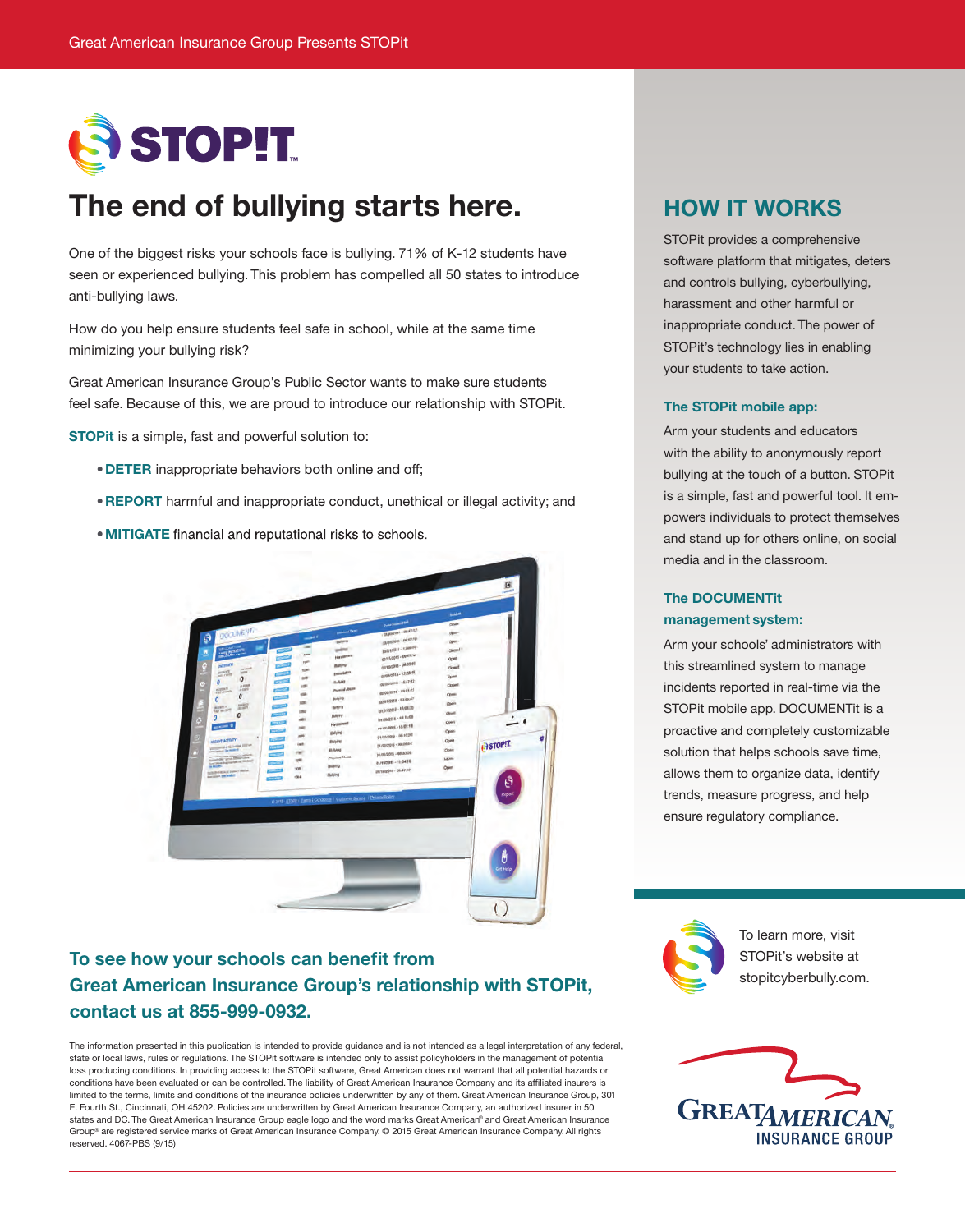# STOPit

## The end of bullying starts here.

One of the biggest risks your schools face is bullying. 71% of K-12 students have seen or experienced bullying. This problem has compelled all 50 states to introduce anti-bullying laws.

How do you help ensure students feel safe in school, while at the same time minimizing your bullying risk?

Great American Insurance Group's Public Sector wants to make sure students feel safe. Because of this, we are proud to introduce our relationship with STOPit.

**STOPit** is a simple, fast and powerful solution to:

- **DETER** inappropriate behaviors both online and off;
- **REPORT** harmful and inappropriate conduct, unethical or illegal activity; and
- **MITIGATE** financial and reputational risks to schools.

**To see how your schools can benefit from Great American Insurance Group's relationship with STOPit, contact us at 855-999-0932.**

## HOW IT WORKS

STOPit provides a comprehensive software platform that mitigates, deters and controls bullying, cyberbullying, harassment and other harmful or inappropriate conduct. The power of STOPit's technology lies in enabling your students to take action.

### The STOPit mobile app:

Arm your students and educators with the ability to anonymously report bullying at the touch of a button. STOPit is a simple, fast and powerful tool. It empowers individuals to protect themselves and stand up for others online, on social media and in the classroom.

### The DOCUMENTit management system:

Arm your schools' administrators with this streamlined system to manage incidents reported in real-time via the STOPit mobile app. DOCUMENTit is a proactive and completely customizable solution that helps schools save time, allows them to organize data, identify trends, measure progress, and help ensure regulatory compliance.

To learn more, visit STOPit's website at stopitcyberbully.com.

The information presented in this publication is intended to provide guidance and is not intended as a legal interpretation of any federal, state or local laws, rules or regulations. The STOPit software is intended only to assist policyholders in the management of potential loss producing conditions. In providing access to the STOPit software, Great American does not warrant that all potential hazards or conditions have been evaluated or can be controlled. The liability of Great American Insurance Company and its affiliated insurers is limited to the terms, limits and conditions of the insurance policies underwritten by any of them. Great American Insurance Group, 301 E. Fourth St., Cincinnati, OH 45202. Policies are underwritten by Great American Insurance Company, an authorized insurer in 50 states and DC. The Great American Insurance Group eagle logo and the word marks Great American® and Great American Insurance Group® are registered service marks of Great American Insurance Company. © 2015 Great American Insurance Company. All rights reserved. 4067-PBS (9/15)

GREAT AMERICAN INSURANCE GROUP